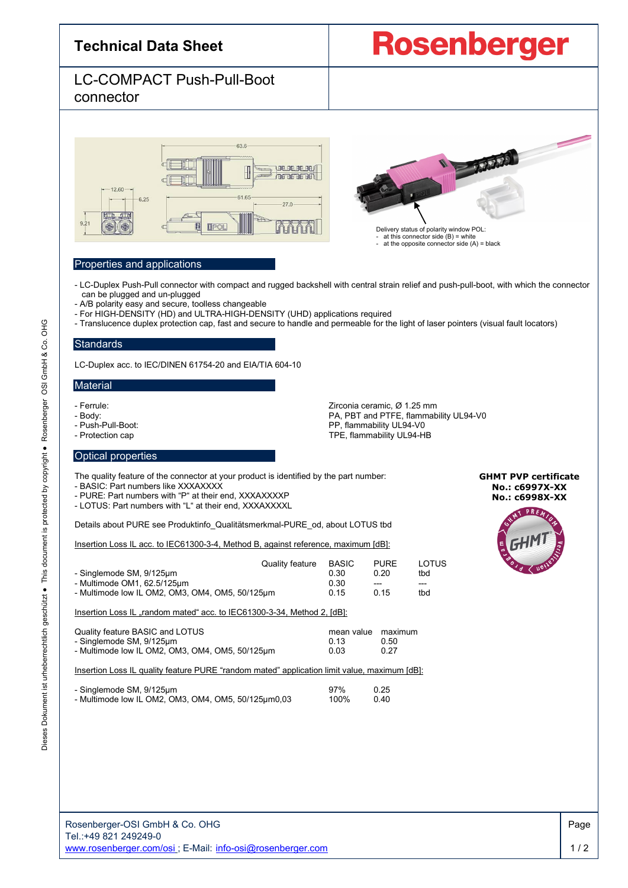# Technical Data Sheet

**Rosenberger**

## LC-COMPACT Push-Pull-Boot connector

Delivery status of polarity window POL:
- at this connector side (B) = white
- at the opposite connector side (A) = black

## Properties and applications

- LC-Duplex Push-Pull connector with compact and rugged backshell with central strain relief and push-pull-boot, with which the connector can be plugged and un-plugged
- A/B polarity easy and secure, toolless changeable
- For HIGH-DENSITY (HD) and ULTRA-HIGH-DENSITY (UHD) applications required
- Translucence duplex protection cap, fast and secure to handle and permeable for the light of laser pointers (visual fault locators)

## Standards

LC-Duplex acc. to IEC/DINEN 61754-20 and EIA/TIA 604-10

## Material

| | |
|---|---|
| - Ferrule: | Zirconia ceramic, Ø 1.25 mm |
| - Body: | PA, PBT and PTFE, flammability UL94-V0 |
| - Push-Pull-Boot: | PP, flammability UL94-V0 |
| - Protection cap | TPE, flammability UL94-HB |

## Optical properties

The quality feature of the connector at your product is identified by the part number:
- BASIC: Part numbers like XXXAXXXX
- PURE: Part numbers with "P" at their end, XXXAXXXXP
- LOTUS: Part numbers with "L" at their end, XXXAXXXXL

**GHMT PVP certificate**
**No.: c6997X-XX**
**No.: c6998X-XX**

Details about PURE see Produktinfo_Qualitätsmerkmal-PURE_od, about LOTUS tbd

Insertion Loss IL acc. to IEC61300-3-4, Method B, against reference, maximum [dB]:

| Quality feature | BASIC | PURE | LOTUS |
|---|---|---|---|
| - Singlemode SM, 9/125µm | 0.30 | 0.20 | tbd |
| - Multimode OM1, 62.5/125µm | 0.30 | --- | --- |
| - Multimode low IL OM2, OM3, OM4, OM5, 50/125µm | 0.15 | 0.15 | tbd |

Insertion Loss IL „random mated" acc. to IEC61300-3-34, Method 2, [dB]:

| Quality feature BASIC and LOTUS | mean value | maximum |
|---|---|---|
| - Singlemode SM, 9/125µm | 0.13 | 0.50 |
| - Multimode low IL OM2, OM3, OM4, OM5, 50/125µm | 0.03 | 0.27 |

Insertion Loss IL quality feature PURE "random mated" application limit value, maximum [dB]:

| | | |
|---|---|---|
| - Singlemode SM, 9/125µm | 97% | 0.25 |
| - Multimode low IL OM2, OM3, OM4, OM5, 50/125µm0,03 | 100% | 0.40 |

Rosenberger-OSI GmbH & Co. OHG
Tel.:+49 821 249249-0
www.rosenberger.com/osi ; E-Mail: info-osi@rosenberger.com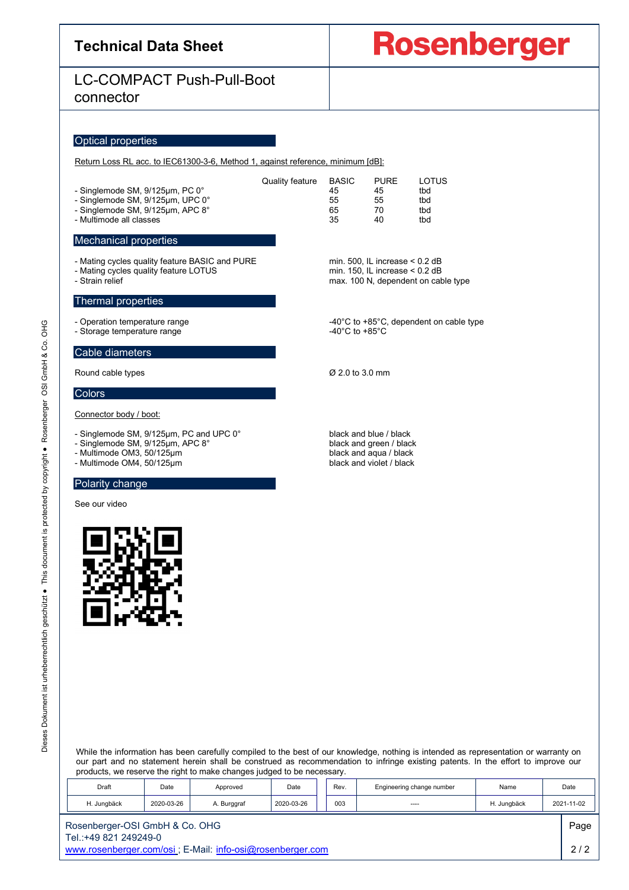# Technical Data Sheet

**Rosenberger**

## LC-COMPACT Push-Pull-Boot connector

### Optical properties

Return Loss RL acc. to IEC61300-3-6, Method 1, against reference, minimum [dB]:

| Quality feature | BASIC | PURE | LOTUS |
|---|---|---|---|
| - Singlemode SM, 9/125µm, PC 0° | 45 | 45 | tbd |
| - Singlemode SM, 9/125µm, UPC 0° | 55 | 55 | tbd |
| - Singlemode SM, 9/125µm, APC 8° | 65 | 70 | tbd |
| - Multimode all classes | 35 | 40 | tbd |

### Mechanical properties

| | |
|---|---|
| - Mating cycles quality feature BASIC and PURE | min. 500, IL increase < 0.2 dB |
| - Mating cycles quality feature LOTUS | min. 150, IL increase < 0.2 dB |
| - Strain relief | max. 100 N, dependent on cable type |

### Thermal properties

| | |
|---|---|
| - Operation temperature range | -40°C to +85°C, dependent on cable type |
| - Storage temperature range | -40°C to +85°C |

### Cable diameters

| | |
|---|---|
| Round cable types | Ø 2.0 to 3.0 mm |

### Colors

Connector body / boot:

| | |
|---|---|
| - Singlemode SM, 9/125µm, PC and UPC 0° | black and blue / black |
| - Singlemode SM, 9/125µm, APC 8° | black and green / black |
| - Multimode OM3, 50/125µm | black and aqua / black |
| - Multimode OM4, 50/125µm | black and violet / black |

### Polarity change

See our video

While the information has been carefully compiled to the best of our knowledge, nothing is intended as representation or warranty on our part and no statement herein shall be construed as recommendation to infringe existing patents. In the effort to improve our products, we reserve the right to make changes judged to be necessary.

| Draft | Date | Approved | Date | Rev. | Engineering change number | Name | Date |
|---|---|---|---|---|---|---|---|
| H. Jungbäck | 2020-03-26 | A. Burggraf | 2020-03-26 | 003 | ---- | H. Jungbäck | 2021-11-02 |

Rosenberger-OSI GmbH & Co. OHG
Tel.:+49 821 249249-0
www.rosenberger.com/osi ; E-Mail: info-osi@rosenberger.com

Dieses Dokument ist urheberrechtlich geschützt • This document is protected by copyright • Rosenberger OSI GmbH & Co. OHG